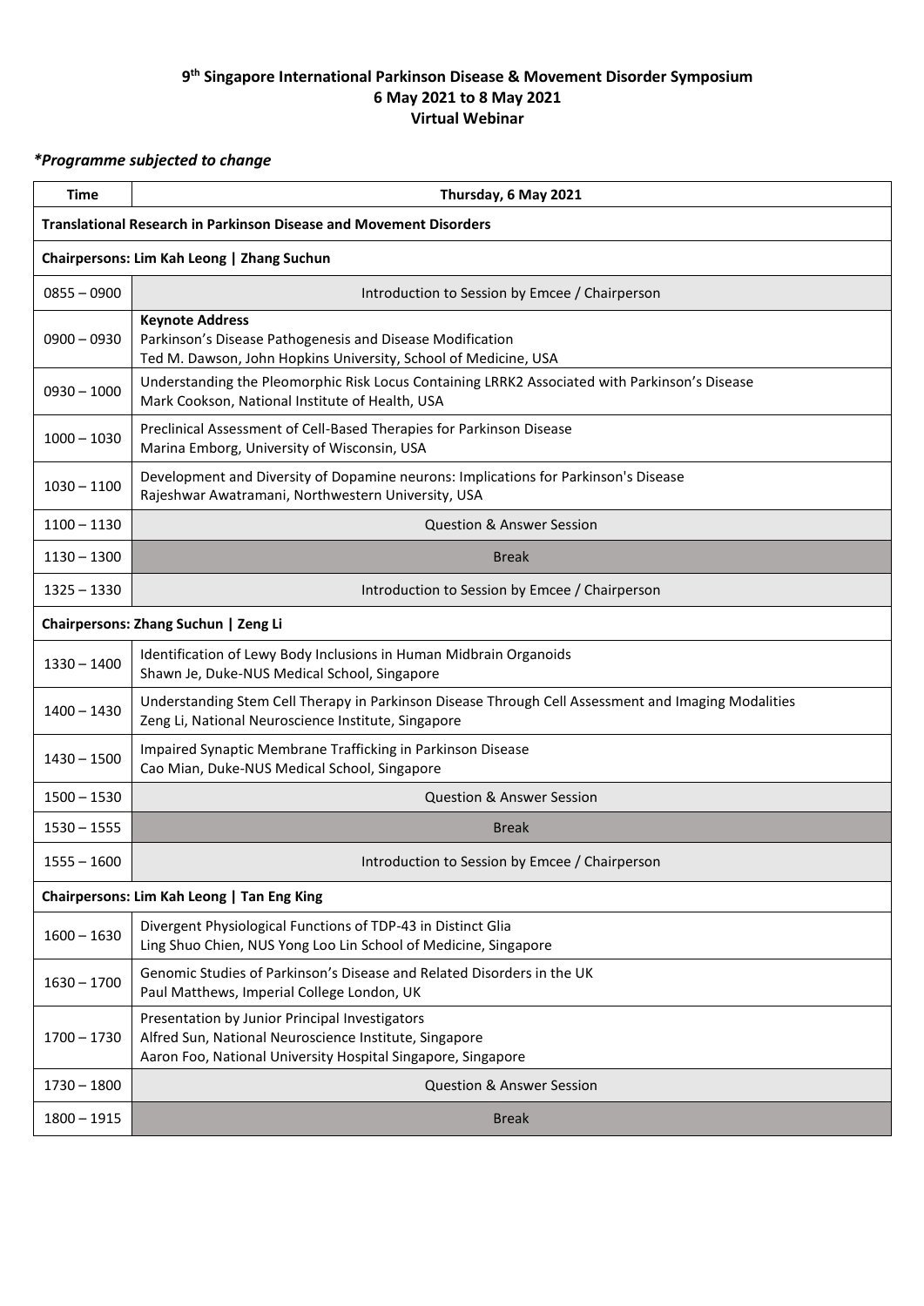# 9th Singapore International Parkinson Disease & Movement Disorder Symposium
## 6 May 2021 to 8 May 2021
## Virtual Webinar

***Programme subjected to change***

| Time | Thursday, 6 May 2021 |
|---|---|
| **Translational Research in Parkinson Disease and Movement Disorders** | |
| **Chairpersons: Lim Kah Leong \| Zhang Suchun** | |
| 0855 – 0900 | Introduction to Session by Emcee / Chairperson |
| 0900 – 0930 | **Keynote Address**<br>Parkinson's Disease Pathogenesis and Disease Modification<br>Ted M. Dawson, John Hopkins University, School of Medicine, USA |
| 0930 – 1000 | Understanding the Pleomorphic Risk Locus Containing LRRK2 Associated with Parkinson's Disease<br>Mark Cookson, National Institute of Health, USA |
| 1000 – 1030 | Preclinical Assessment of Cell-Based Therapies for Parkinson Disease<br>Marina Emborg, University of Wisconsin, USA |
| 1030 – 1100 | Development and Diversity of Dopamine neurons: Implications for Parkinson's Disease<br>Rajeshwar Awatramani, Northwestern University, USA |
| 1100 – 1130 | Question & Answer Session |
| 1130 – 1300 | Break |
| 1325 – 1330 | Introduction to Session by Emcee / Chairperson |
| **Chairpersons: Zhang Suchun \| Zeng Li** | |
| 1330 – 1400 | Identification of Lewy Body Inclusions in Human Midbrain Organoids<br>Shawn Je, Duke-NUS Medical School, Singapore |
| 1400 – 1430 | Understanding Stem Cell Therapy in Parkinson Disease Through Cell Assessment and Imaging Modalities<br>Zeng Li, National Neuroscience Institute, Singapore |
| 1430 – 1500 | Impaired Synaptic Membrane Trafficking in Parkinson Disease<br>Cao Mian, Duke-NUS Medical School, Singapore |
| 1500 – 1530 | Question & Answer Session |
| 1530 – 1555 | Break |
| 1555 – 1600 | Introduction to Session by Emcee / Chairperson |
| **Chairpersons: Lim Kah Leong \| Tan Eng King** | |
| 1600 – 1630 | Divergent Physiological Functions of TDP-43 in Distinct Glia<br>Ling Shuo Chien, NUS Yong Loo Lin School of Medicine, Singapore |
| 1630 – 1700 | Genomic Studies of Parkinson's Disease and Related Disorders in the UK<br>Paul Matthews, Imperial College London, UK |
| 1700 – 1730 | Presentation by Junior Principal Investigators<br>Alfred Sun, National Neuroscience Institute, Singapore<br>Aaron Foo, National University Hospital Singapore, Singapore |
| 1730 – 1800 | Question & Answer Session |
| 1800 – 1915 | Break |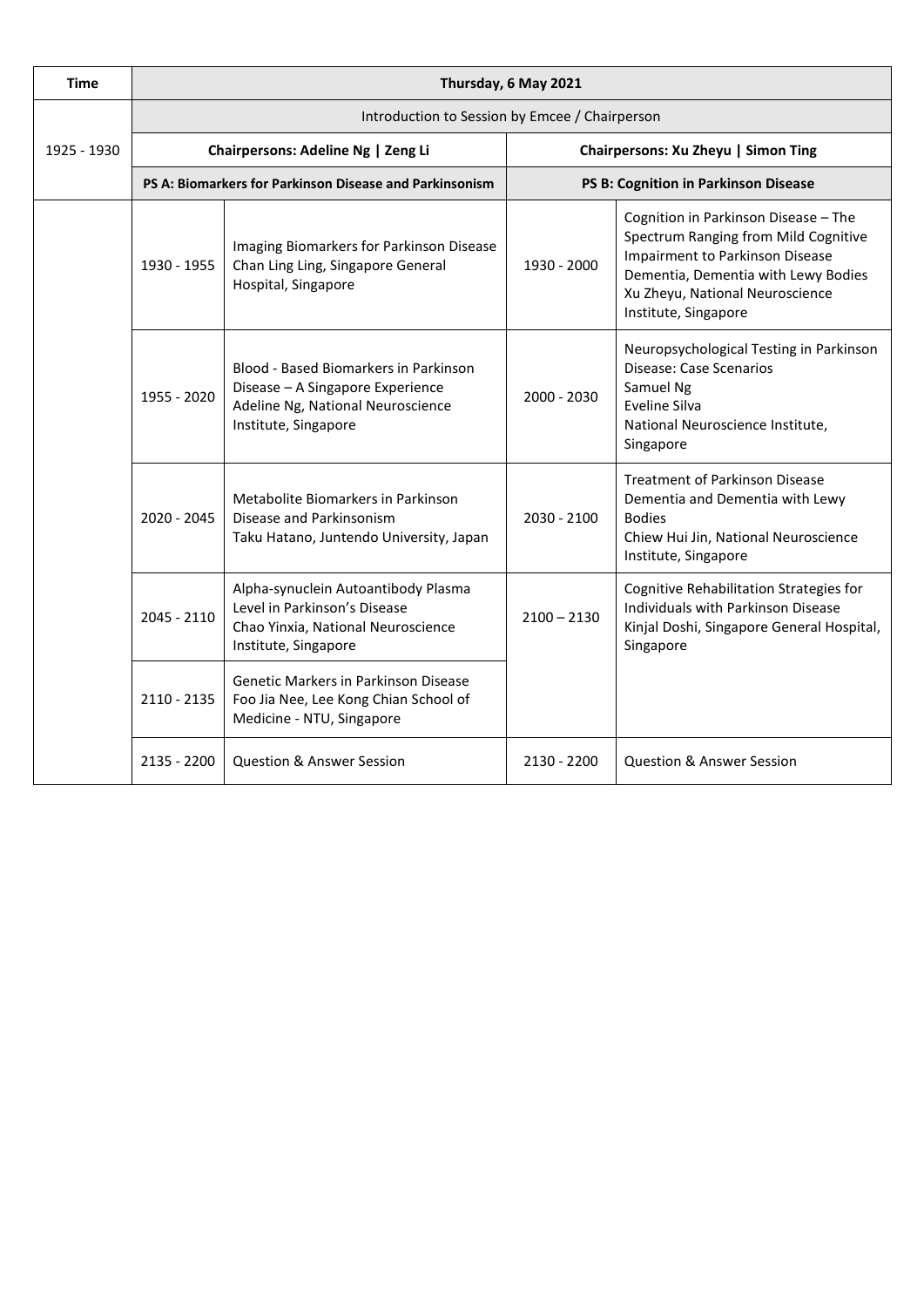| Time | Thursday, 6 May 2021 | | | |
|---|---|---|---|---|
| 1925 - 1930 | Introduction to Session by Emcee / Chairperson | | | |
| | **Chairpersons: Adeline Ng \| Zeng Li** | | **Chairpersons: Xu Zheyu \| Simon Ting** | |
| | **PS A: Biomarkers for Parkinson Disease and Parkinsonism** | | **PS B: Cognition in Parkinson Disease** | |
| | 1930 - 1955 | Imaging Biomarkers for Parkinson Disease<br>Chan Ling Ling, Singapore General Hospital, Singapore | 1930 - 2000 | Cognition in Parkinson Disease – The Spectrum Ranging from Mild Cognitive Impairment to Parkinson Disease Dementia, Dementia with Lewy Bodies<br>Xu Zheyu, National Neuroscience Institute, Singapore |
| | 1955 - 2020 | Blood - Based Biomarkers in Parkinson Disease – A Singapore Experience<br>Adeline Ng, National Neuroscience Institute, Singapore | 2000 - 2030 | Neuropsychological Testing in Parkinson Disease: Case Scenarios<br>Samuel Ng<br>Eveline Silva<br>National Neuroscience Institute, Singapore |
| | 2020 - 2045 | Metabolite Biomarkers in Parkinson Disease and Parkinsonism<br>Taku Hatano, Juntendo University, Japan | 2030 - 2100 | Treatment of Parkinson Disease Dementia and Dementia with Lewy Bodies<br>Chiew Hui Jin, National Neuroscience Institute, Singapore |
| | 2045 - 2110 | Alpha-synuclein Autoantibody Plasma Level in Parkinson's Disease<br>Chao Yinxia, National Neuroscience Institute, Singapore | 2100 – 2130 | Cognitive Rehabilitation Strategies for Individuals with Parkinson Disease<br>Kinjal Doshi, Singapore General Hospital, Singapore |
| | 2110 - 2135 | Genetic Markers in Parkinson Disease<br>Foo Jia Nee, Lee Kong Chian School of Medicine - NTU, Singapore | | |
| | 2135 - 2200 | Question & Answer Session | 2130 - 2200 | Question & Answer Session |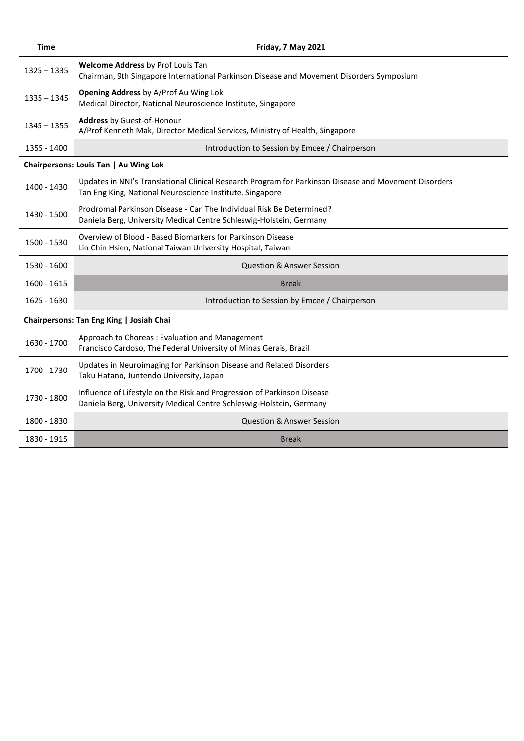| Time | Friday, 7 May 2021 |
|---|---|
| 1325 – 1335 | **Welcome Address** by Prof Louis Tan<br>Chairman, 9th Singapore International Parkinson Disease and Movement Disorders Symposium |
| 1335 – 1345 | **Opening Address** by A/Prof Au Wing Lok<br>Medical Director, National Neuroscience Institute, Singapore |
| 1345 – 1355 | **Address** by Guest-of-Honour<br>A/Prof Kenneth Mak, Director Medical Services, Ministry of Health, Singapore |
| 1355 - 1400 | Introduction to Session by Emcee / Chairperson |
| **Chairpersons: Louis Tan \| Au Wing Lok** | |
| 1400 - 1430 | Updates in NNI's Translational Clinical Research Program for Parkinson Disease and Movement Disorders<br>Tan Eng King, National Neuroscience Institute, Singapore |
| 1430 - 1500 | Prodromal Parkinson Disease - Can The Individual Risk Be Determined?<br>Daniela Berg, University Medical Centre Schleswig-Holstein, Germany |
| 1500 - 1530 | Overview of Blood - Based Biomarkers for Parkinson Disease<br>Lin Chin Hsien, National Taiwan University Hospital, Taiwan |
| 1530 - 1600 | Question & Answer Session |
| 1600 - 1615 | Break |
| 1625 - 1630 | Introduction to Session by Emcee / Chairperson |
| **Chairpersons: Tan Eng King \| Josiah Chai** | |
| 1630 - 1700 | Approach to Choreas : Evaluation and Management<br>Francisco Cardoso, The Federal University of Minas Gerais, Brazil |
| 1700 - 1730 | Updates in Neuroimaging for Parkinson Disease and Related Disorders<br>Taku Hatano, Juntendo University, Japan |
| 1730 - 1800 | Influence of Lifestyle on the Risk and Progression of Parkinson Disease<br>Daniela Berg, University Medical Centre Schleswig-Holstein, Germany |
| 1800 - 1830 | Question & Answer Session |
| 1830 - 1915 | Break |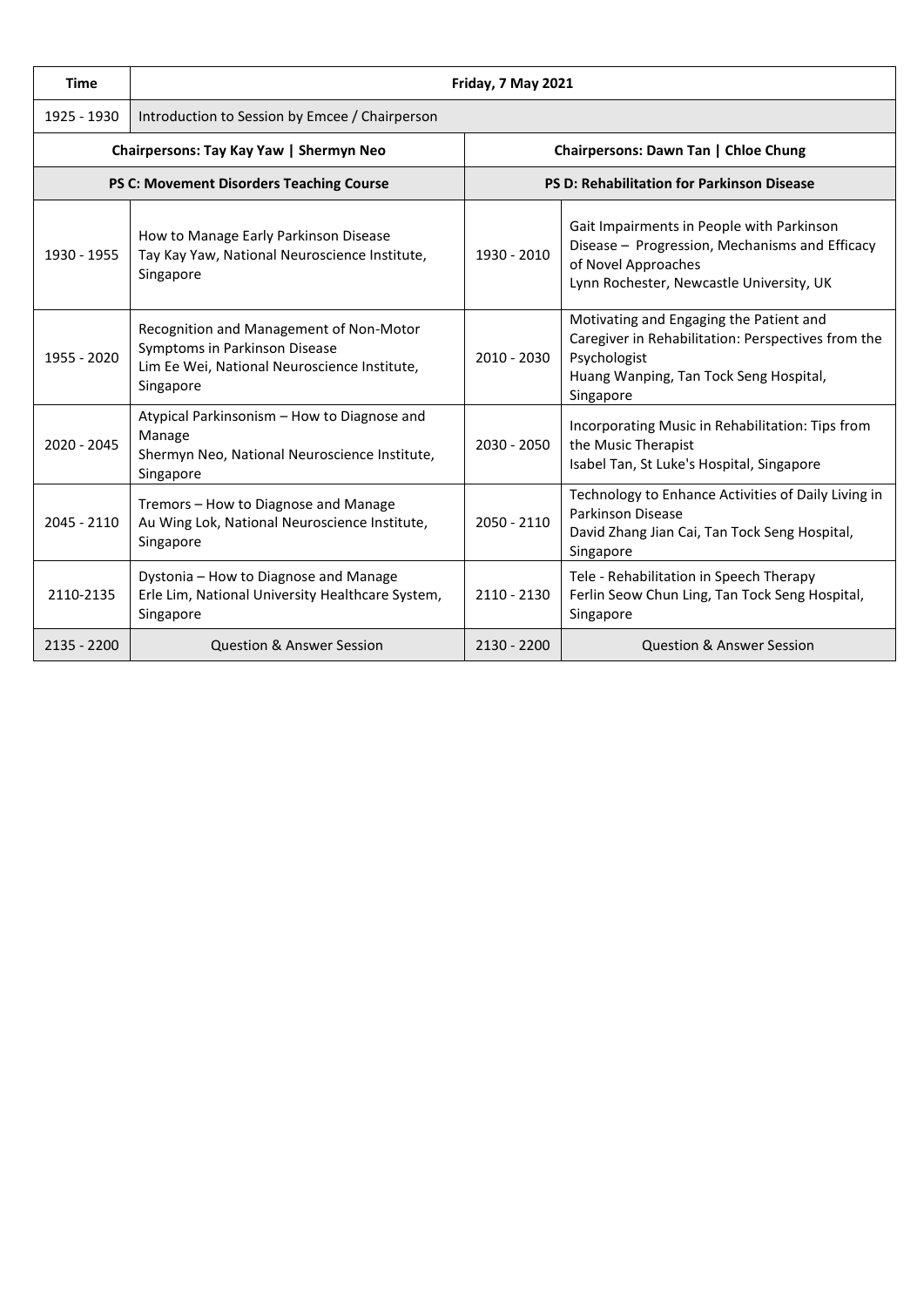| Time | Friday, 7 May 2021 | | |
|---|---|---|---|
| 1925 - 1930 | Introduction to Session by Emcee / Chairperson | | |
| **Chairpersons: Tay Kay Yaw \| Shermyn Neo** | | **Chairpersons: Dawn Tan \| Chloe Chung** | |
| **PS C: Movement Disorders Teaching Course** | | **PS D: Rehabilitation for Parkinson Disease** | |
| 1930 - 1955 | How to Manage Early Parkinson Disease<br>Tay Kay Yaw, National Neuroscience Institute, Singapore | 1930 - 2010 | Gait Impairments in People with Parkinson Disease – Progression, Mechanisms and Efficacy of Novel Approaches<br>Lynn Rochester, Newcastle University, UK |
| 1955 - 2020 | Recognition and Management of Non-Motor Symptoms in Parkinson Disease<br>Lim Ee Wei, National Neuroscience Institute, Singapore | 2010 - 2030 | Motivating and Engaging the Patient and Caregiver in Rehabilitation: Perspectives from the Psychologist<br>Huang Wanping, Tan Tock Seng Hospital, Singapore |
| 2020 - 2045 | Atypical Parkinsonism – How to Diagnose and Manage<br>Shermyn Neo, National Neuroscience Institute, Singapore | 2030 - 2050 | Incorporating Music in Rehabilitation: Tips from the Music Therapist<br>Isabel Tan, St Luke's Hospital, Singapore |
| 2045 - 2110 | Tremors – How to Diagnose and Manage<br>Au Wing Lok, National Neuroscience Institute, Singapore | 2050 - 2110 | Technology to Enhance Activities of Daily Living in Parkinson Disease<br>David Zhang Jian Cai, Tan Tock Seng Hospital, Singapore |
| 2110-2135 | Dystonia – How to Diagnose and Manage<br>Erle Lim, National University Healthcare System, Singapore | 2110 - 2130 | Tele - Rehabilitation in Speech Therapy<br>Ferlin Seow Chun Ling, Tan Tock Seng Hospital, Singapore |
| 2135 - 2200 | Question & Answer Session | 2130 - 2200 | Question & Answer Session |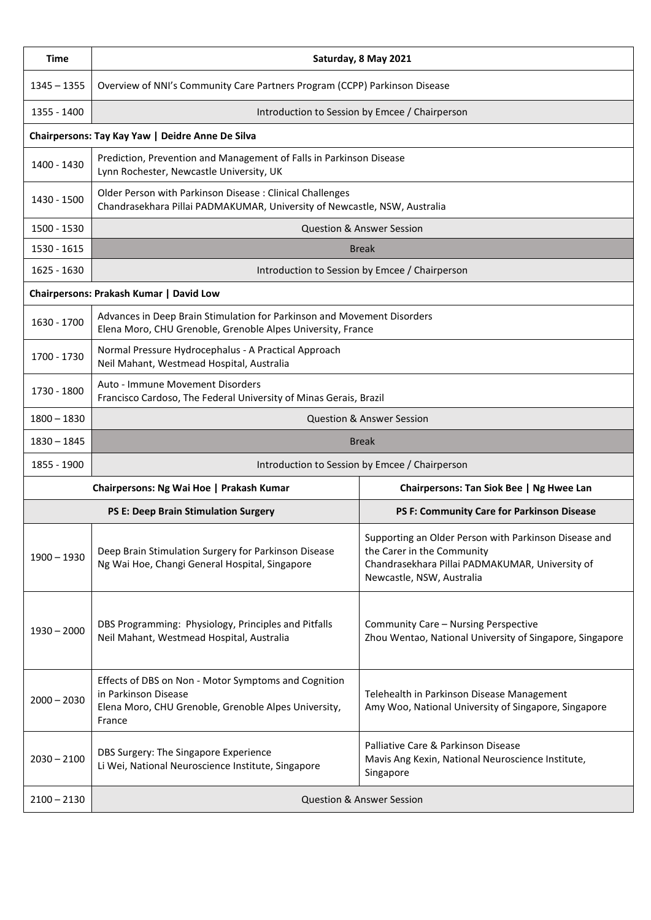| Time | Saturday, 8 May 2021 | |
|---|---|---|
| 1345 – 1355 | Overview of NNI's Community Care Partners Program (CCPP) Parkinson Disease | |
| 1355 - 1400 | Introduction to Session by Emcee / Chairperson | |
| **Chairpersons: Tay Kay Yaw \| Deidre Anne De Silva** | | |
| 1400 - 1430 | Prediction, Prevention and Management of Falls in Parkinson Disease<br>Lynn Rochester, Newcastle University, UK | |
| 1430 - 1500 | Older Person with Parkinson Disease : Clinical Challenges<br>Chandrasekhara Pillai PADMAKUMAR, University of Newcastle, NSW, Australia | |
| 1500 - 1530 | Question & Answer Session | |
| 1530 - 1615 | Break | |
| 1625 - 1630 | Introduction to Session by Emcee / Chairperson | |
| **Chairpersons: Prakash Kumar \| David Low** | | |
| 1630 - 1700 | Advances in Deep Brain Stimulation for Parkinson and Movement Disorders<br>Elena Moro, CHU Grenoble, Grenoble Alpes University, France | |
| 1700 - 1730 | Normal Pressure Hydrocephalus - A Practical Approach<br>Neil Mahant, Westmead Hospital, Australia | |
| 1730 - 1800 | Auto - Immune Movement Disorders<br>Francisco Cardoso, The Federal University of Minas Gerais, Brazil | |
| 1800 – 1830 | Question & Answer Session | |
| 1830 – 1845 | Break | |
| 1855 - 1900 | Introduction to Session by Emcee / Chairperson | |
| **Chairpersons: Ng Wai Hoe \| Prakash Kumar** | | **Chairpersons: Tan Siok Bee \| Ng Hwee Lan** |
| **PS E: Deep Brain Stimulation Surgery** | | **PS F: Community Care for Parkinson Disease** |
| 1900 – 1930 | Deep Brain Stimulation Surgery for Parkinson Disease<br>Ng Wai Hoe, Changi General Hospital, Singapore | Supporting an Older Person with Parkinson Disease and the Carer in the Community<br>Chandrasekhara Pillai PADMAKUMAR, University of Newcastle, NSW, Australia |
| 1930 – 2000 | DBS Programming: Physiology, Principles and Pitfalls<br>Neil Mahant, Westmead Hospital, Australia | Community Care – Nursing Perspective<br>Zhou Wentao, National University of Singapore, Singapore |
| 2000 – 2030 | Effects of DBS on Non - Motor Symptoms and Cognition in Parkinson Disease<br>Elena Moro, CHU Grenoble, Grenoble Alpes University, France | Telehealth in Parkinson Disease Management<br>Amy Woo, National University of Singapore, Singapore |
| 2030 – 2100 | DBS Surgery: The Singapore Experience<br>Li Wei, National Neuroscience Institute, Singapore | Palliative Care & Parkinson Disease<br>Mavis Ang Kexin, National Neuroscience Institute, Singapore |
| 2100 – 2130 | Question & Answer Session | |